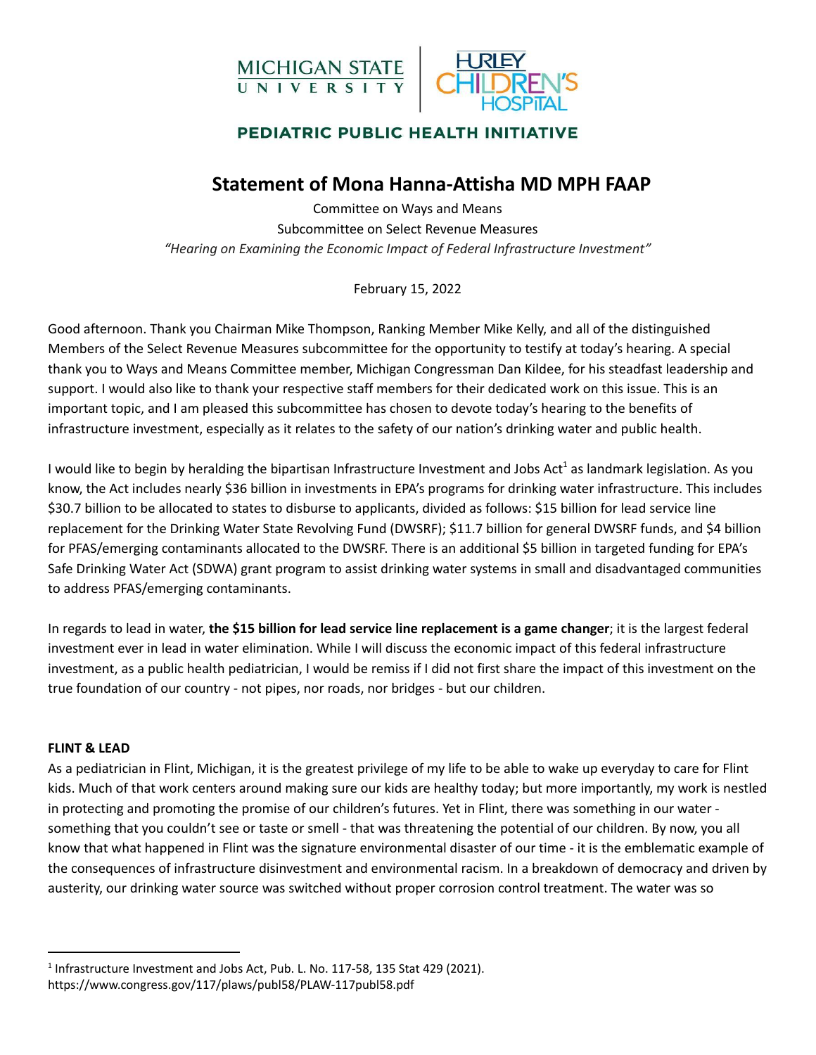MICHIGAN STATE UNIVERSITY | HURLEY CHILDREN'S HOSPITAL

PEDIATRIC PUBLIC HEALTH INITIATIVE

# Statement of Mona Hanna-Attisha MD MPH FAAP

Committee on Ways and Means
Subcommittee on Select Revenue Measures
*"Hearing on Examining the Economic Impact of Federal Infrastructure Investment"*

February 15, 2022

Good afternoon. Thank you Chairman Mike Thompson, Ranking Member Mike Kelly, and all of the distinguished Members of the Select Revenue Measures subcommittee for the opportunity to testify at today's hearing. A special thank you to Ways and Means Committee member, Michigan Congressman Dan Kildee, for his steadfast leadership and support. I would also like to thank your respective staff members for their dedicated work on this issue. This is an important topic, and I am pleased this subcommittee has chosen to devote today's hearing to the benefits of infrastructure investment, especially as it relates to the safety of our nation's drinking water and public health.

I would like to begin by heralding the bipartisan Infrastructure Investment and Jobs Act[1] as landmark legislation. As you know, the Act includes nearly $36 billion in investments in EPA's programs for drinking water infrastructure. This includes $30.7 billion to be allocated to states to disburse to applicants, divided as follows: $15 billion for lead service line replacement for the Drinking Water State Revolving Fund (DWSRF); $11.7 billion for general DWSRF funds, and $4 billion for PFAS/emerging contaminants allocated to the DWSRF. There is an additional $5 billion in targeted funding for EPA's Safe Drinking Water Act (SDWA) grant program to assist drinking water systems in small and disadvantaged communities to address PFAS/emerging contaminants.

In regards to lead in water, **the $15 billion for lead service line replacement is a game changer**; it is the largest federal investment ever in lead in water elimination. While I will discuss the economic impact of this federal infrastructure investment, as a public health pediatrician, I would be remiss if I did not first share the impact of this investment on the true foundation of our country - not pipes, nor roads, nor bridges - but our children.

**FLINT & LEAD**

As a pediatrician in Flint, Michigan, it is the greatest privilege of my life to be able to wake up everyday to care for Flint kids. Much of that work centers around making sure our kids are healthy today; but more importantly, my work is nestled in protecting and promoting the promise of our children's futures. Yet in Flint, there was something in our water - something that you couldn't see or taste or smell - that was threatening the potential of our children. By now, you all know that what happened in Flint was the signature environmental disaster of our time - it is the emblematic example of the consequences of infrastructure disinvestment and environmental racism. In a breakdown of democracy and driven by austerity, our drinking water source was switched without proper corrosion control treatment. The water was so

---

[1] Infrastructure Investment and Jobs Act, Pub. L. No. 117-58, 135 Stat 429 (2021).
https://www.congress.gov/117/plaws/publ58/PLAW-117publ58.pdf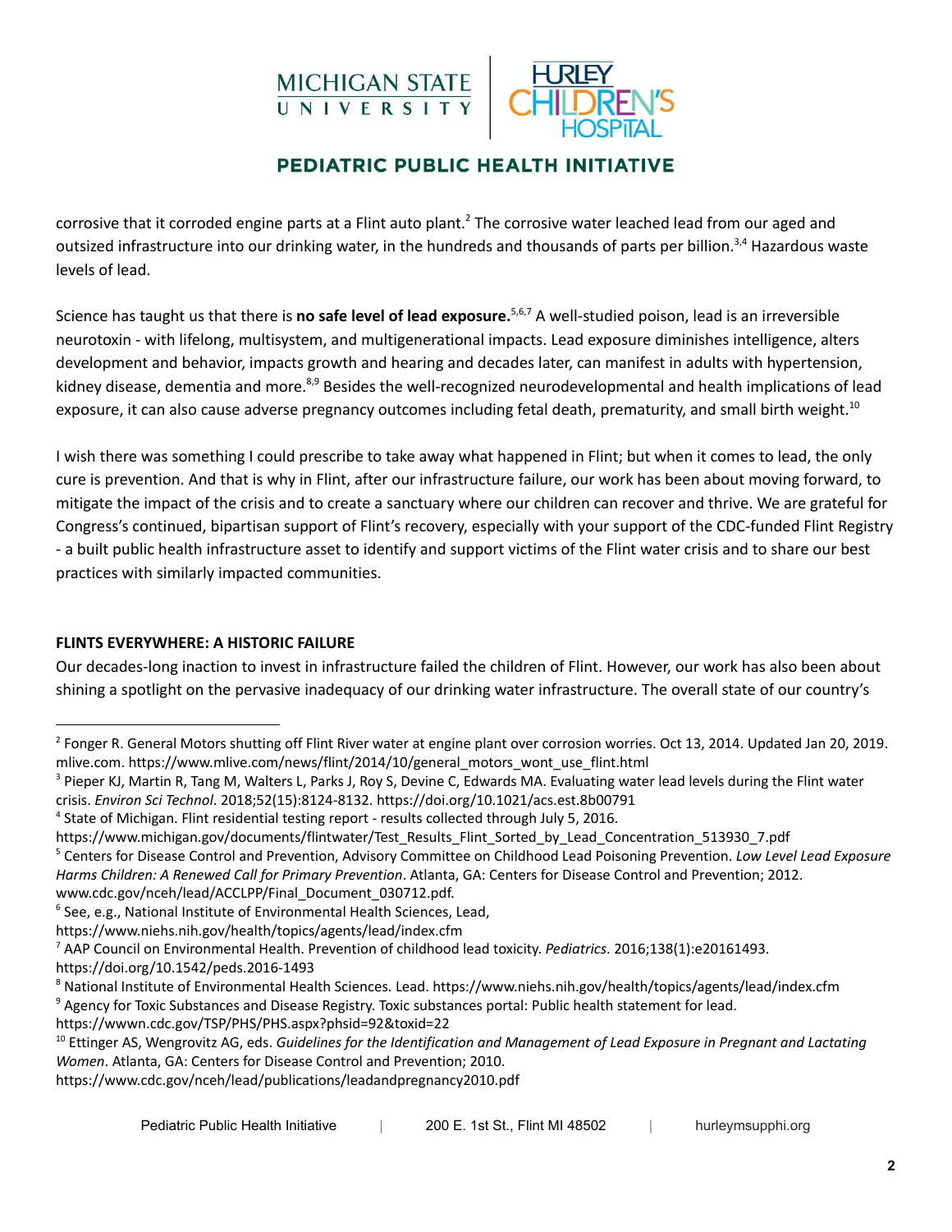corrosive that it corroded engine parts at a Flint auto plant.[2] The corrosive water leached lead from our aged and outsized infrastructure into our drinking water, in the hundreds and thousands of parts per billion.[3,4] Hazardous waste levels of lead.

Science has taught us that there is **no safe level of lead exposure.**[5,6,7] A well-studied poison, lead is an irreversible neurotoxin - with lifelong, multisystem, and multigenerational impacts. Lead exposure diminishes intelligence, alters development and behavior, impacts growth and hearing and decades later, can manifest in adults with hypertension, kidney disease, dementia and more.[8,9] Besides the well-recognized neurodevelopmental and health implications of lead exposure, it can also cause adverse pregnancy outcomes including fetal death, prematurity, and small birth weight.[10]

I wish there was something I could prescribe to take away what happened in Flint; but when it comes to lead, the only cure is prevention. And that is why in Flint, after our infrastructure failure, our work has been about moving forward, to mitigate the impact of the crisis and to create a sanctuary where our children can recover and thrive. We are grateful for Congress's continued, bipartisan support of Flint's recovery, especially with your support of the CDC-funded Flint Registry - a built public health infrastructure asset to identify and support victims of the Flint water crisis and to share our best practices with similarly impacted communities.

**FLINTS EVERYWHERE: A HISTORIC FAILURE**

Our decades-long inaction to invest in infrastructure failed the children of Flint. However, our work has also been about shining a spotlight on the pervasive inadequacy of our drinking water infrastructure. The overall state of our country's

---

[2] Fonger R. General Motors shutting off Flint River water at engine plant over corrosion worries. Oct 13, 2014. Updated Jan 20, 2019. mlive.com. https://www.mlive.com/news/flint/2014/10/general_motors_wont_use_flint.html

[3] Pieper KJ, Martin R, Tang M, Walters L, Parks J, Roy S, Devine C, Edwards MA. Evaluating water lead levels during the Flint water crisis. *Environ Sci Technol*. 2018;52(15):8124-8132. https://doi.org/10.1021/acs.est.8b00791

[4] State of Michigan. Flint residential testing report - results collected through July 5, 2016. https://www.michigan.gov/documents/flintwater/Test_Results_Flint_Sorted_by_Lead_Concentration_513930_7.pdf

[5] Centers for Disease Control and Prevention, Advisory Committee on Childhood Lead Poisoning Prevention. *Low Level Lead Exposure Harms Children: A Renewed Call for Primary Prevention*. Atlanta, GA: Centers for Disease Control and Prevention; 2012. www.cdc.gov/nceh/lead/ACCLPP/Final_Document_030712.pdf.

[6] See, e.g., National Institute of Environmental Health Sciences, Lead, https://www.niehs.nih.gov/health/topics/agents/lead/index.cfm

[7] AAP Council on Environmental Health. Prevention of childhood lead toxicity. *Pediatrics*. 2016;138(1):e20161493. https://doi.org/10.1542/peds.2016-1493

[8] National Institute of Environmental Health Sciences. Lead. https://www.niehs.nih.gov/health/topics/agents/lead/index.cfm

[9] Agency for Toxic Substances and Disease Registry. Toxic substances portal: Public health statement for lead. https://wwwn.cdc.gov/TSP/PHS/PHS.aspx?phsid=92&toxid=22

[10] Ettinger AS, Wengrovitz AG, eds. *Guidelines for the Identification and Management of Lead Exposure in Pregnant and Lactating Women*. Atlanta, GA: Centers for Disease Control and Prevention; 2010. https://www.cdc.gov/nceh/lead/publications/leadandpregnancy2010.pdf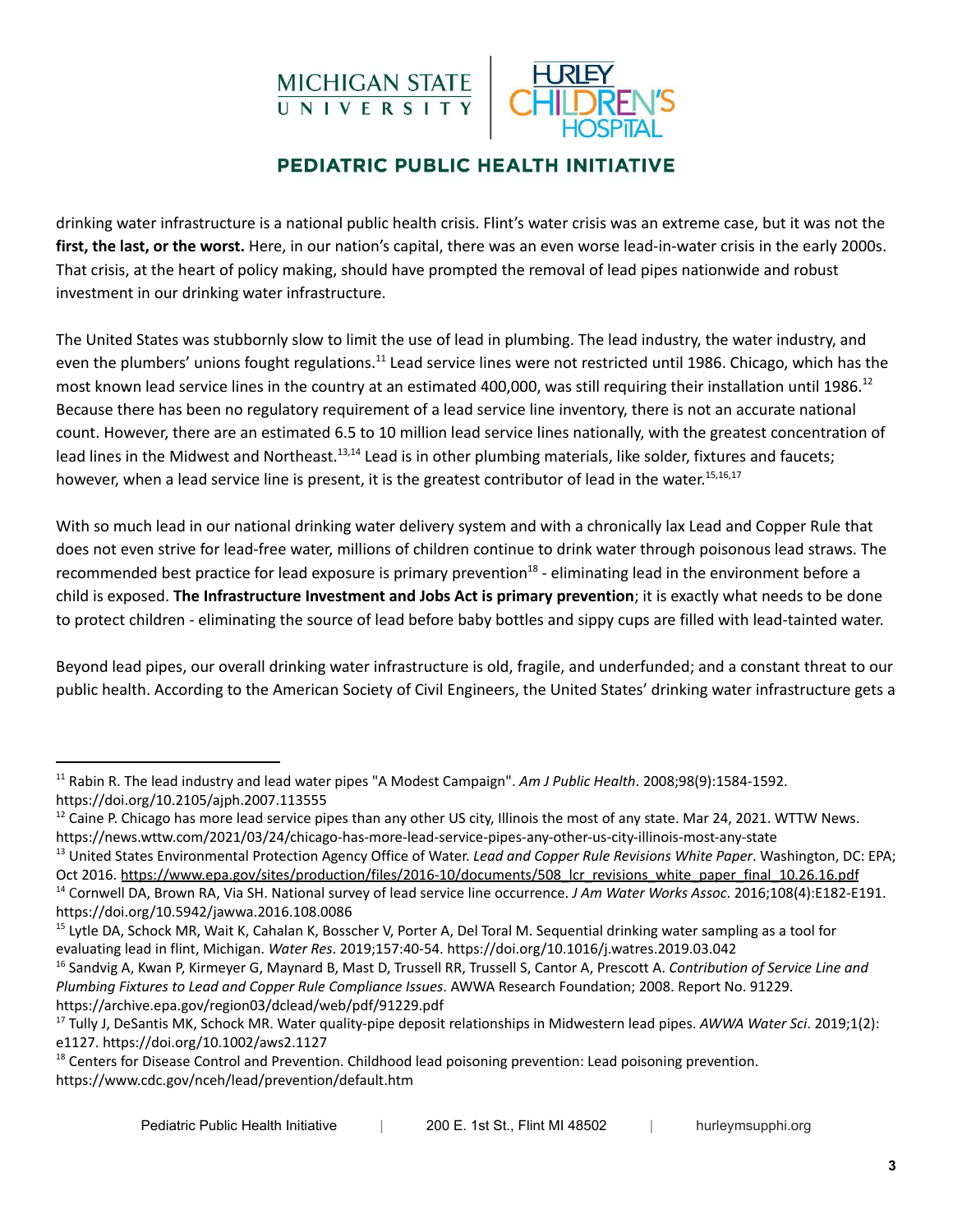drinking water infrastructure is a national public health crisis. Flint's water crisis was an extreme case, but it was not the **first, the last, or the worst.** Here, in our nation's capital, there was an even worse lead-in-water crisis in the early 2000s. That crisis, at the heart of policy making, should have prompted the removal of lead pipes nationwide and robust investment in our drinking water infrastructure.

The United States was stubbornly slow to limit the use of lead in plumbing. The lead industry, the water industry, and even the plumbers' unions fought regulations.[11] Lead service lines were not restricted until 1986. Chicago, which has the most known lead service lines in the country at an estimated 400,000, was still requiring their installation until 1986.[12] Because there has been no regulatory requirement of a lead service line inventory, there is not an accurate national count. However, there are an estimated 6.5 to 10 million lead service lines nationally, with the greatest concentration of lead lines in the Midwest and Northeast.[13,14] Lead is in other plumbing materials, like solder, fixtures and faucets; however, when a lead service line is present, it is the greatest contributor of lead in the water.[15,16,17]

With so much lead in our national drinking water delivery system and with a chronically lax Lead and Copper Rule that does not even strive for lead-free water, millions of children continue to drink water through poisonous lead straws. The recommended best practice for lead exposure is primary prevention[18] - eliminating lead in the environment before a child is exposed. **The Infrastructure Investment and Jobs Act is primary prevention**; it is exactly what needs to be done to protect children - eliminating the source of lead before baby bottles and sippy cups are filled with lead-tainted water.

Beyond lead pipes, our overall drinking water infrastructure is old, fragile, and underfunded; and a constant threat to our public health. According to the American Society of Civil Engineers, the United States' drinking water infrastructure gets a

---

[11] Rabin R. The lead industry and lead water pipes "A Modest Campaign". *Am J Public Health*. 2008;98(9):1584-1592. https://doi.org/10.2105/ajph.2007.113555

[12] Caine P. Chicago has more lead service pipes than any other US city, Illinois the most of any state. Mar 24, 2021. WTTW News. https://news.wttw.com/2021/03/24/chicago-has-more-lead-service-pipes-any-other-us-city-illinois-most-any-state

[13] United States Environmental Protection Agency Office of Water. *Lead and Copper Rule Revisions White Paper*. Washington, DC: EPA; Oct 2016. https://www.epa.gov/sites/production/files/2016-10/documents/508_lcr_revisions_white_paper_final_10.26.16.pdf

[14] Cornwell DA, Brown RA, Via SH. National survey of lead service line occurrence. *J Am Water Works Assoc*. 2016;108(4):E182-E191. https://doi.org/10.5942/jawwa.2016.108.0086

[15] Lytle DA, Schock MR, Wait K, Cahalan K, Bosscher V, Porter A, Del Toral M. Sequential drinking water sampling as a tool for evaluating lead in flint, Michigan. *Water Res*. 2019;157:40-54. https://doi.org/10.1016/j.watres.2019.03.042

[16] Sandvig A, Kwan P, Kirmeyer G, Maynard B, Mast D, Trussell RR, Trussell S, Cantor A, Prescott A. *Contribution of Service Line and Plumbing Fixtures to Lead and Copper Rule Compliance Issues*. AWWA Research Foundation; 2008. Report No. 91229. https://archive.epa.gov/region03/dclead/web/pdf/91229.pdf

[17] Tully J, DeSantis MK, Schock MR. Water quality-pipe deposit relationships in Midwestern lead pipes. *AWWA Water Sci*. 2019;1(2): e1127. https://doi.org/10.1002/aws2.1127

[18] Centers for Disease Control and Prevention. Childhood lead poisoning prevention: Lead poisoning prevention. https://www.cdc.gov/nceh/lead/prevention/default.htm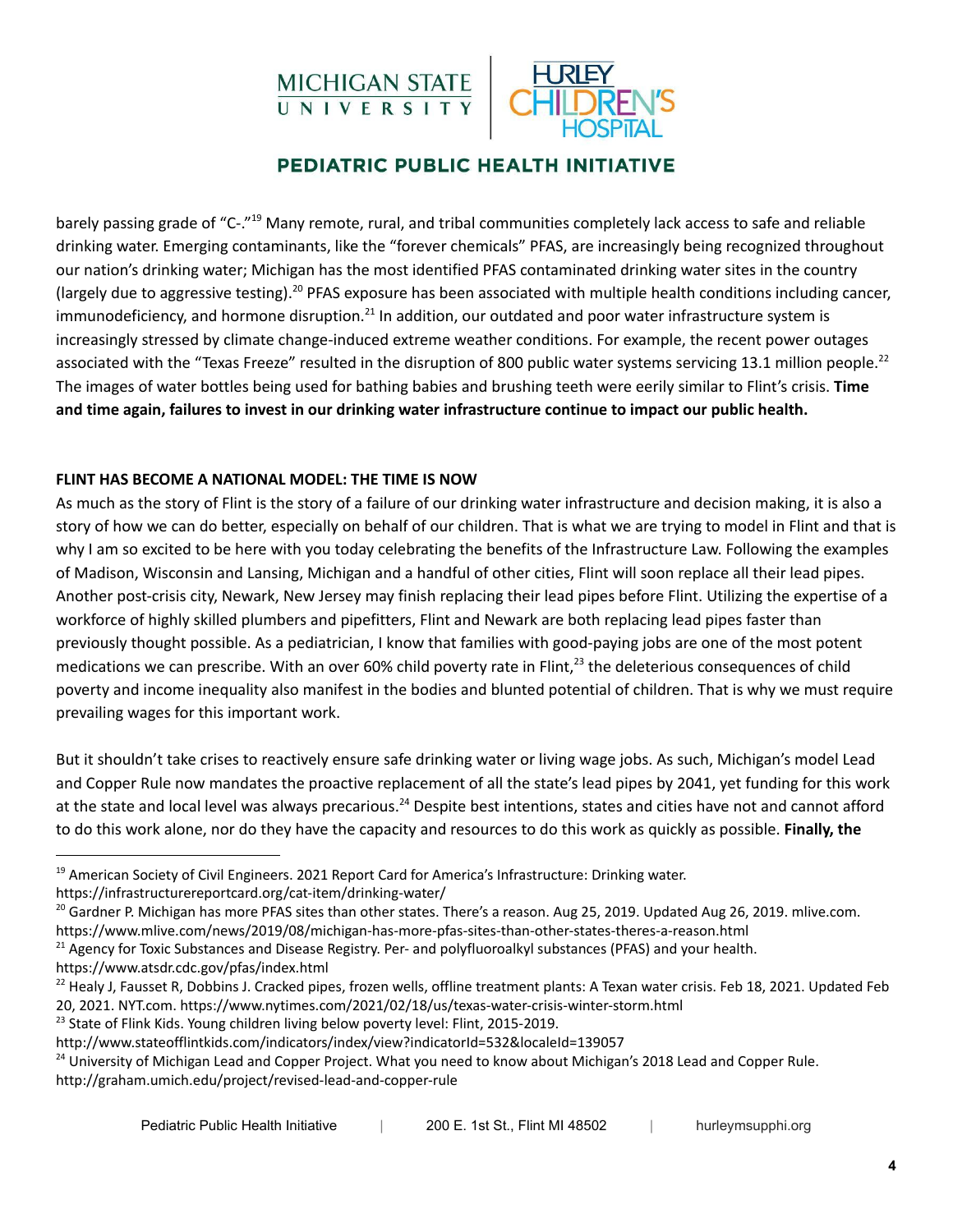barely passing grade of "C-."[19] Many remote, rural, and tribal communities completely lack access to safe and reliable drinking water. Emerging contaminants, like the "forever chemicals" PFAS, are increasingly being recognized throughout our nation's drinking water; Michigan has the most identified PFAS contaminated drinking water sites in the country (largely due to aggressive testing).[20] PFAS exposure has been associated with multiple health conditions including cancer, immunodeficiency, and hormone disruption.[21] In addition, our outdated and poor water infrastructure system is increasingly stressed by climate change-induced extreme weather conditions. For example, the recent power outages associated with the "Texas Freeze" resulted in the disruption of 800 public water systems servicing 13.1 million people.[22] The images of water bottles being used for bathing babies and brushing teeth were eerily similar to Flint's crisis. **Time and time again, failures to invest in our drinking water infrastructure continue to impact our public health.**

**FLINT HAS BECOME A NATIONAL MODEL: THE TIME IS NOW**

As much as the story of Flint is the story of a failure of our drinking water infrastructure and decision making, it is also a story of how we can do better, especially on behalf of our children. That is what we are trying to model in Flint and that is why I am so excited to be here with you today celebrating the benefits of the Infrastructure Law. Following the examples of Madison, Wisconsin and Lansing, Michigan and a handful of other cities, Flint will soon replace all their lead pipes. Another post-crisis city, Newark, New Jersey may finish replacing their lead pipes before Flint. Utilizing the expertise of a workforce of highly skilled plumbers and pipefitters, Flint and Newark are both replacing lead pipes faster than previously thought possible. As a pediatrician, I know that families with good-paying jobs are one of the most potent medications we can prescribe. With an over 60% child poverty rate in Flint,[23] the deleterious consequences of child poverty and income inequality also manifest in the bodies and blunted potential of children. That is why we must require prevailing wages for this important work.

But it shouldn't take crises to reactively ensure safe drinking water or living wage jobs. As such, Michigan's model Lead and Copper Rule now mandates the proactive replacement of all the state's lead pipes by 2041, yet funding for this work at the state and local level was always precarious.[24] Despite best intentions, states and cities have not and cannot afford to do this work alone, nor do they have the capacity and resources to do this work as quickly as possible. **Finally, the**

---

[19] American Society of Civil Engineers. 2021 Report Card for America's Infrastructure: Drinking water. https://infrastructurereportcard.org/cat-item/drinking-water/

[20] Gardner P. Michigan has more PFAS sites than other states. There's a reason. Aug 25, 2019. Updated Aug 26, 2019. mlive.com. https://www.mlive.com/news/2019/08/michigan-has-more-pfas-sites-than-other-states-theres-a-reason.html

[21] Agency for Toxic Substances and Disease Registry. Per- and polyfluoroalkyl substances (PFAS) and your health. https://www.atsdr.cdc.gov/pfas/index.html

[22] Healy J, Fausset R, Dobbins J. Cracked pipes, frozen wells, offline treatment plants: A Texan water crisis. Feb 18, 2021. Updated Feb 20, 2021. NYT.com. https://www.nytimes.com/2021/02/18/us/texas-water-crisis-winter-storm.html

[23] State of Flink Kids. Young children living below poverty level: Flint, 2015-2019. http://www.stateofflintkids.com/indicators/index/view?indicatorId=532&localeId=139057

[24] University of Michigan Lead and Copper Project. What you need to know about Michigan's 2018 Lead and Copper Rule. http://graham.umich.edu/project/revised-lead-and-copper-rule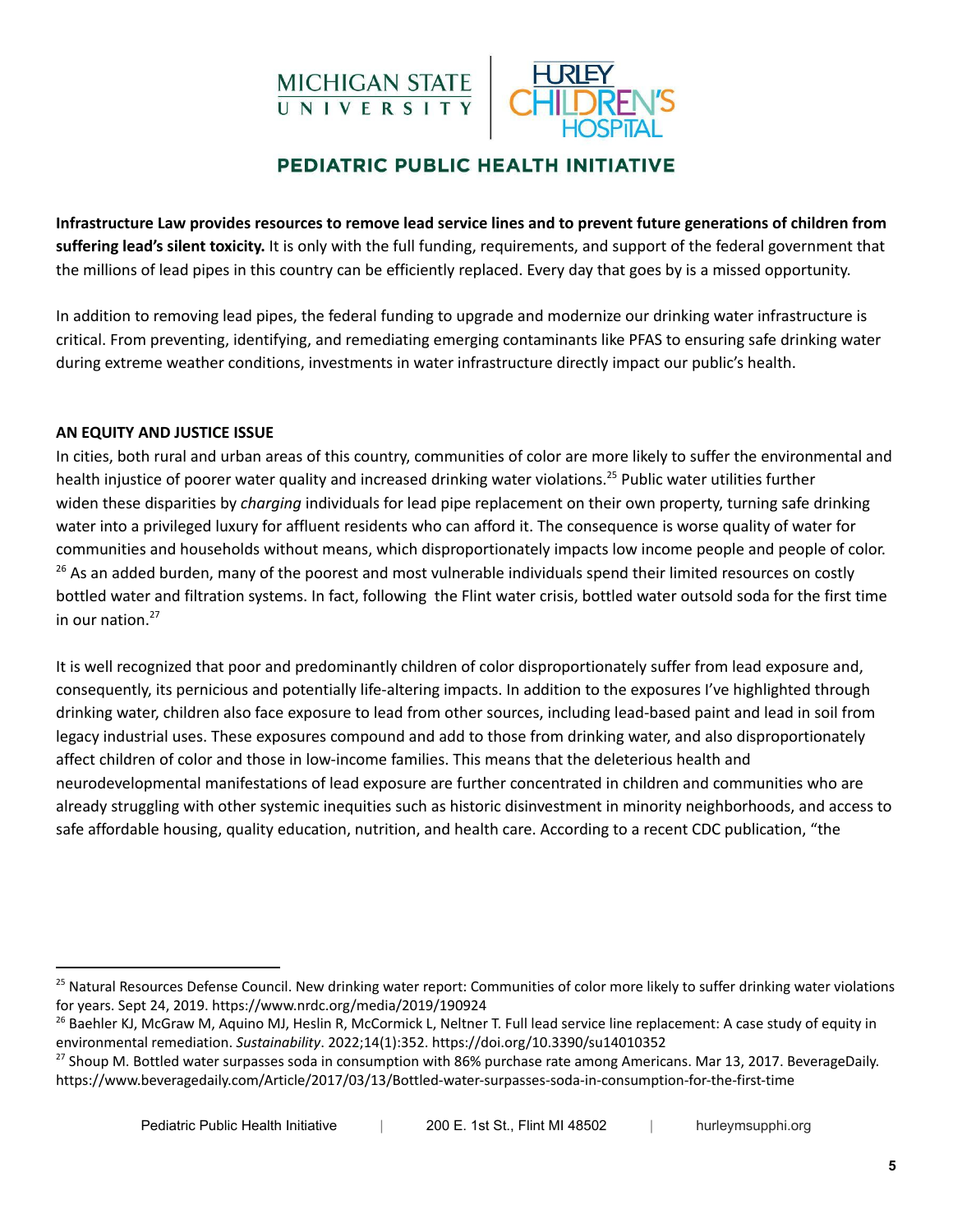**Infrastructure Law provides resources to remove lead service lines and to prevent future generations of children from suffering lead's silent toxicity.** It is only with the full funding, requirements, and support of the federal government that the millions of lead pipes in this country can be efficiently replaced. Every day that goes by is a missed opportunity.

In addition to removing lead pipes, the federal funding to upgrade and modernize our drinking water infrastructure is critical. From preventing, identifying, and remediating emerging contaminants like PFAS to ensuring safe drinking water during extreme weather conditions, investments in water infrastructure directly impact our public's health.

**AN EQUITY AND JUSTICE ISSUE**

In cities, both rural and urban areas of this country, communities of color are more likely to suffer the environmental and health injustice of poorer water quality and increased drinking water violations.[25] Public water utilities further widen these disparities by *charging* individuals for lead pipe replacement on their own property, turning safe drinking water into a privileged luxury for affluent residents who can afford it. The consequence is worse quality of water for communities and households without means, which disproportionately impacts low income people and people of color.[26] As an added burden, many of the poorest and most vulnerable individuals spend their limited resources on costly bottled water and filtration systems. In fact, following the Flint water crisis, bottled water outsold soda for the first time in our nation.[27]

It is well recognized that poor and predominantly children of color disproportionately suffer from lead exposure and, consequently, its pernicious and potentially life-altering impacts. In addition to the exposures I've highlighted through drinking water, children also face exposure to lead from other sources, including lead-based paint and lead in soil from legacy industrial uses. These exposures compound and add to those from drinking water, and also disproportionately affect children of color and those in low-income families. This means that the deleterious health and neurodevelopmental manifestations of lead exposure are further concentrated in children and communities who are already struggling with other systemic inequities such as historic disinvestment in minority neighborhoods, and access to safe affordable housing, quality education, nutrition, and health care. According to a recent CDC publication, "the

---

[25] Natural Resources Defense Council. New drinking water report: Communities of color more likely to suffer drinking water violations for years. Sept 24, 2019. https://www.nrdc.org/media/2019/190924

[26] Baehler KJ, McGraw M, Aquino MJ, Heslin R, McCormick L, Neltner T. Full lead service line replacement: A case study of equity in environmental remediation. *Sustainability*. 2022;14(1):352. https://doi.org/10.3390/su14010352

[27] Shoup M. Bottled water surpasses soda in consumption with 86% purchase rate among Americans. Mar 13, 2017. BeverageDaily. https://www.beveragedaily.com/Article/2017/03/13/Bottled-water-surpasses-soda-in-consumption-for-the-first-time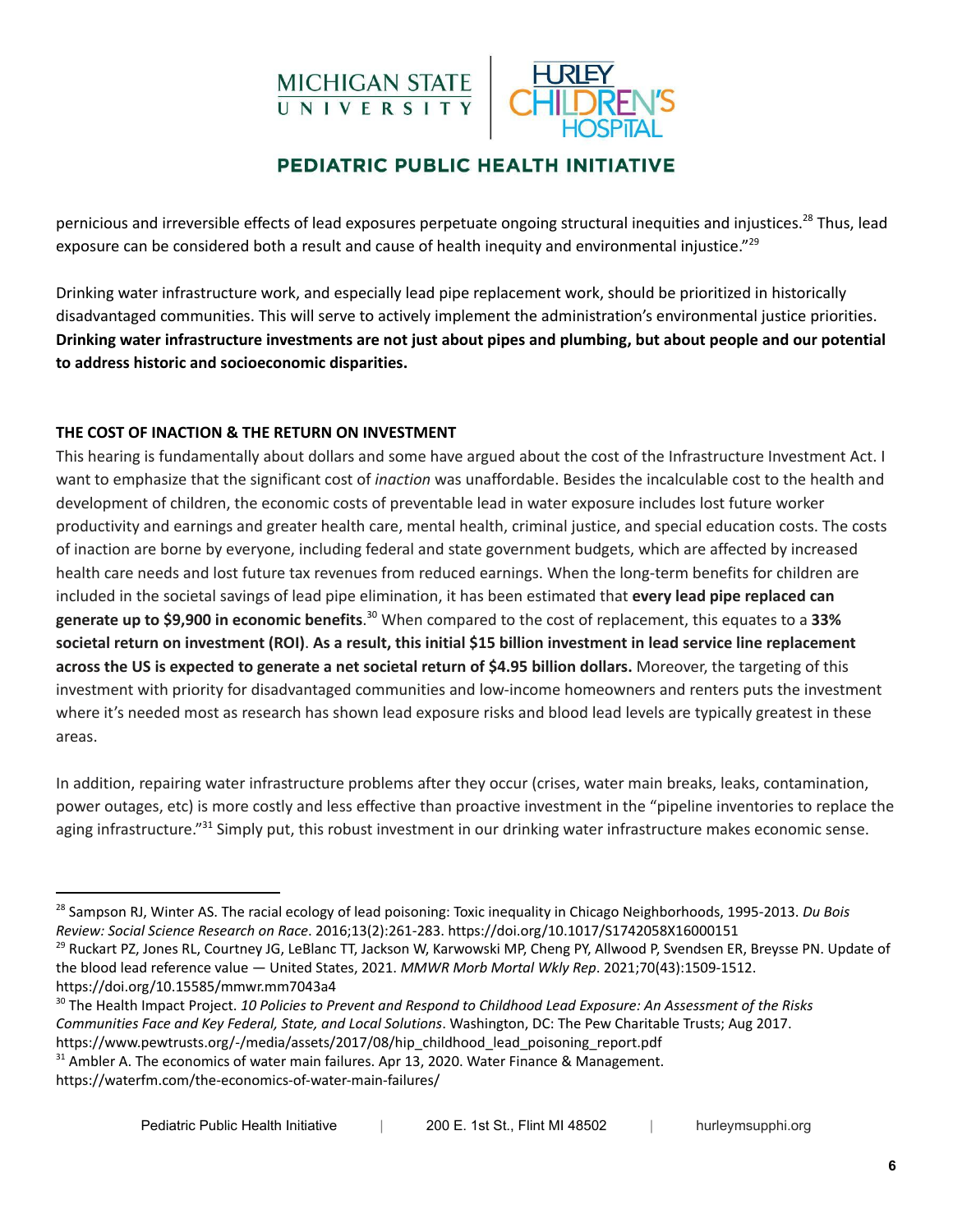pernicious and irreversible effects of lead exposures perpetuate ongoing structural inequities and injustices.[28] Thus, lead exposure can be considered both a result and cause of health inequity and environmental injustice."[29]

Drinking water infrastructure work, and especially lead pipe replacement work, should be prioritized in historically disadvantaged communities. This will serve to actively implement the administration's environmental justice priorities. **Drinking water infrastructure investments are not just about pipes and plumbing, but about people and our potential to address historic and socioeconomic disparities.**

### THE COST OF INACTION & THE RETURN ON INVESTMENT

This hearing is fundamentally about dollars and some have argued about the cost of the Infrastructure Investment Act. I want to emphasize that the significant cost of *inaction* was unaffordable. Besides the incalculable cost to the health and development of children, the economic costs of preventable lead in water exposure includes lost future worker productivity and earnings and greater health care, mental health, criminal justice, and special education costs. The costs of inaction are borne by everyone, including federal and state government budgets, which are affected by increased health care needs and lost future tax revenues from reduced earnings. When the long-term benefits for children are included in the societal savings of lead pipe elimination, it has been estimated that **every lead pipe replaced can generate up to $9,900 in economic benefits**.[30] When compared to the cost of replacement, this equates to a **33% societal return on investment (ROI)**. **As a result, this initial $15 billion investment in lead service line replacement across the US is expected to generate a net societal return of $4.95 billion dollars.** Moreover, the targeting of this investment with priority for disadvantaged communities and low-income homeowners and renters puts the investment where it's needed most as research has shown lead exposure risks and blood lead levels are typically greatest in these areas.

In addition, repairing water infrastructure problems after they occur (crises, water main breaks, leaks, contamination, power outages, etc) is more costly and less effective than proactive investment in the "pipeline inventories to replace the aging infrastructure."[31] Simply put, this robust investment in our drinking water infrastructure makes economic sense.

---

[28] Sampson RJ, Winter AS. The racial ecology of lead poisoning: Toxic inequality in Chicago Neighborhoods, 1995-2013. *Du Bois Review: Social Science Research on Race*. 2016;13(2):261-283. https://doi.org/10.1017/S1742058X16000151

[29] Ruckart PZ, Jones RL, Courtney JG, LeBlanc TT, Jackson W, Karwowski MP, Cheng PY, Allwood P, Svendsen ER, Breysse PN. Update of the blood lead reference value — United States, 2021. *MMWR Morb Mortal Wkly Rep*. 2021;70(43):1509-1512. https://doi.org/10.15585/mmwr.mm7043a4

[30] The Health Impact Project. *10 Policies to Prevent and Respond to Childhood Lead Exposure: An Assessment of the Risks Communities Face and Key Federal, State, and Local Solutions*. Washington, DC: The Pew Charitable Trusts; Aug 2017. https://www.pewtrusts.org/-/media/assets/2017/08/hip_childhood_lead_poisoning_report.pdf

[31] Ambler A. The economics of water main failures. Apr 13, 2020. Water Finance & Management. https://waterfm.com/the-economics-of-water-main-failures/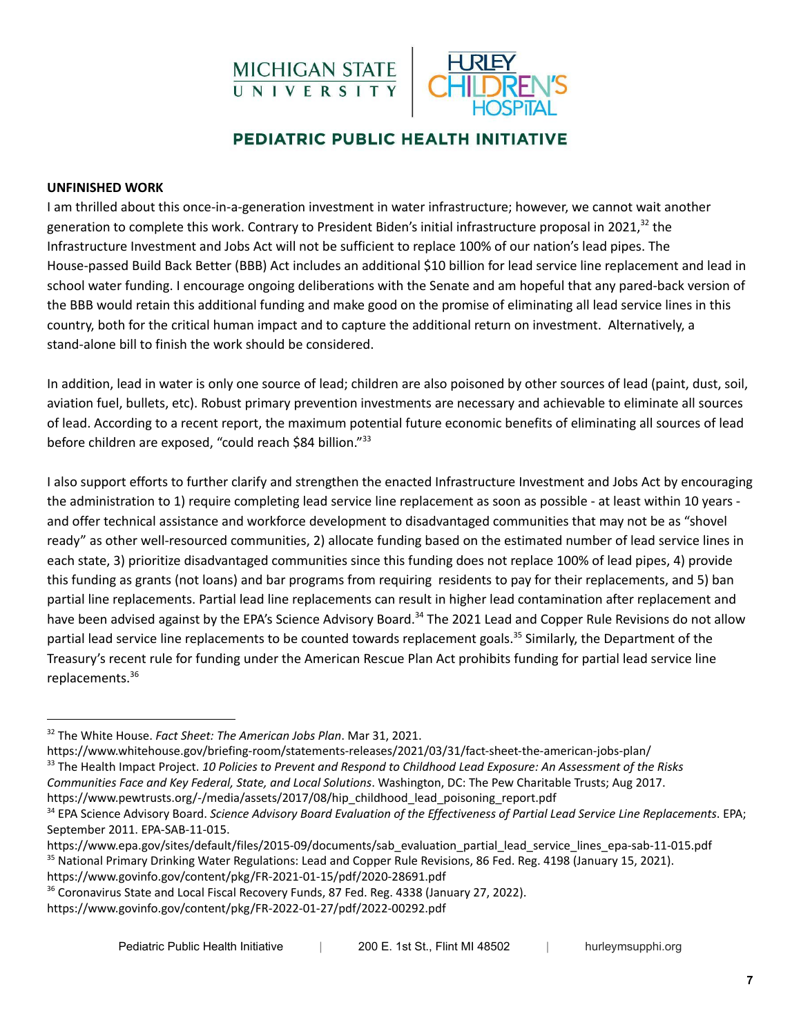**UNFINISHED WORK**

I am thrilled about this once-in-a-generation investment in water infrastructure; however, we cannot wait another generation to complete this work. Contrary to President Biden's initial infrastructure proposal in 2021,[32] the Infrastructure Investment and Jobs Act will not be sufficient to replace 100% of our nation's lead pipes. The House-passed Build Back Better (BBB) Act includes an additional $10 billion for lead service line replacement and lead in school water funding. I encourage ongoing deliberations with the Senate and am hopeful that any pared-back version of the BBB would retain this additional funding and make good on the promise of eliminating all lead service lines in this country, both for the critical human impact and to capture the additional return on investment. Alternatively, a stand-alone bill to finish the work should be considered.

In addition, lead in water is only one source of lead; children are also poisoned by other sources of lead (paint, dust, soil, aviation fuel, bullets, etc). Robust primary prevention investments are necessary and achievable to eliminate all sources of lead. According to a recent report, the maximum potential future economic benefits of eliminating all sources of lead before children are exposed, "could reach $84 billion."[33]

I also support efforts to further clarify and strengthen the enacted Infrastructure Investment and Jobs Act by encouraging the administration to 1) require completing lead service line replacement as soon as possible - at least within 10 years - and offer technical assistance and workforce development to disadvantaged communities that may not be as "shovel ready" as other well-resourced communities, 2) allocate funding based on the estimated number of lead service lines in each state, 3) prioritize disadvantaged communities since this funding does not replace 100% of lead pipes, 4) provide this funding as grants (not loans) and bar programs from requiring residents to pay for their replacements, and 5) ban partial line replacements. Partial lead line replacements can result in higher lead contamination after replacement and have been advised against by the EPA's Science Advisory Board.[34] The 2021 Lead and Copper Rule Revisions do not allow partial lead service line replacements to be counted towards replacement goals.[35] Similarly, the Department of the Treasury's recent rule for funding under the American Rescue Plan Act prohibits funding for partial lead service line replacements.[36]

---

[32] The White House. *Fact Sheet: The American Jobs Plan*. Mar 31, 2021. https://www.whitehouse.gov/briefing-room/statements-releases/2021/03/31/fact-sheet-the-american-jobs-plan/

[33] The Health Impact Project. *10 Policies to Prevent and Respond to Childhood Lead Exposure: An Assessment of the Risks Communities Face and Key Federal, State, and Local Solutions*. Washington, DC: The Pew Charitable Trusts; Aug 2017. https://www.pewtrusts.org/-/media/assets/2017/08/hip_childhood_lead_poisoning_report.pdf

[34] EPA Science Advisory Board. *Science Advisory Board Evaluation of the Effectiveness of Partial Lead Service Line Replacements*. EPA; September 2011. EPA-SAB-11-015. https://www.epa.gov/sites/default/files/2015-09/documents/sab_evaluation_partial_lead_service_lines_epa-sab-11-015.pdf

[35] National Primary Drinking Water Regulations: Lead and Copper Rule Revisions, 86 Fed. Reg. 4198 (January 15, 2021). https://www.govinfo.gov/content/pkg/FR-2021-01-15/pdf/2020-28691.pdf

[36] Coronavirus State and Local Fiscal Recovery Funds, 87 Fed. Reg. 4338 (January 27, 2022). https://www.govinfo.gov/content/pkg/FR-2022-01-27/pdf/2022-00292.pdf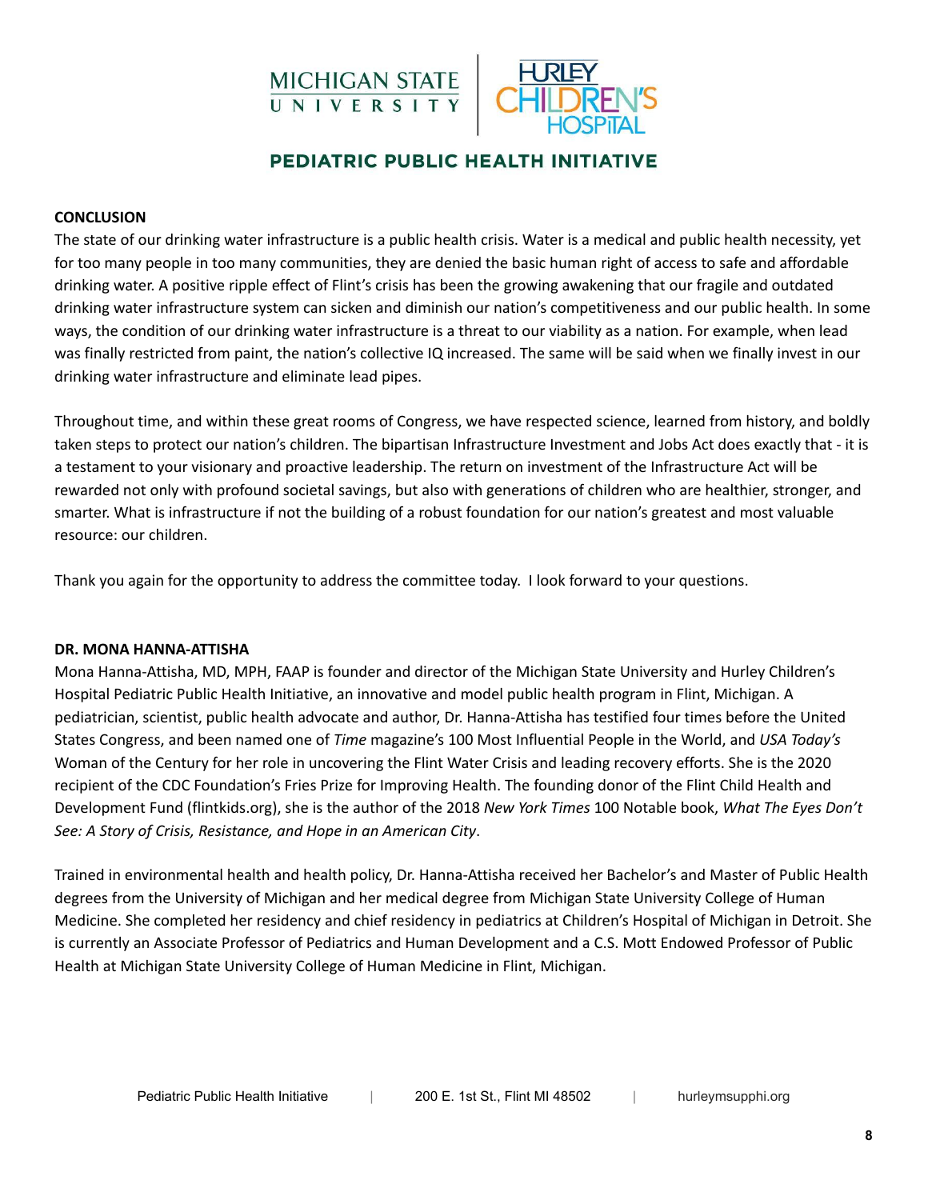**CONCLUSION**

The state of our drinking water infrastructure is a public health crisis. Water is a medical and public health necessity, yet for too many people in too many communities, they are denied the basic human right of access to safe and affordable drinking water. A positive ripple effect of Flint's crisis has been the growing awakening that our fragile and outdated drinking water infrastructure system can sicken and diminish our nation's competitiveness and our public health. In some ways, the condition of our drinking water infrastructure is a threat to our viability as a nation. For example, when lead was finally restricted from paint, the nation's collective IQ increased. The same will be said when we finally invest in our drinking water infrastructure and eliminate lead pipes.

Throughout time, and within these great rooms of Congress, we have respected science, learned from history, and boldly taken steps to protect our nation's children. The bipartisan Infrastructure Investment and Jobs Act does exactly that - it is a testament to your visionary and proactive leadership. The return on investment of the Infrastructure Act will be rewarded not only with profound societal savings, but also with generations of children who are healthier, stronger, and smarter. What is infrastructure if not the building of a robust foundation for our nation's greatest and most valuable resource: our children.

Thank you again for the opportunity to address the committee today. I look forward to your questions.

**DR. MONA HANNA-ATTISHA**

Mona Hanna-Attisha, MD, MPH, FAAP is founder and director of the Michigan State University and Hurley Children's Hospital Pediatric Public Health Initiative, an innovative and model public health program in Flint, Michigan. A pediatrician, scientist, public health advocate and author, Dr. Hanna-Attisha has testified four times before the United States Congress, and been named one of *Time* magazine's 100 Most Influential People in the World, and *USA Today's* Woman of the Century for her role in uncovering the Flint Water Crisis and leading recovery efforts. She is the 2020 recipient of the CDC Foundation's Fries Prize for Improving Health. The founding donor of the Flint Child Health and Development Fund (flintkids.org), she is the author of the 2018 *New York Times* 100 Notable book, *What The Eyes Don't See: A Story of Crisis, Resistance, and Hope in an American City*.

Trained in environmental health and health policy, Dr. Hanna-Attisha received her Bachelor's and Master of Public Health degrees from the University of Michigan and her medical degree from Michigan State University College of Human Medicine. She completed her residency and chief residency in pediatrics at Children's Hospital of Michigan in Detroit. She is currently an Associate Professor of Pediatrics and Human Development and a C.S. Mott Endowed Professor of Public Health at Michigan State University College of Human Medicine in Flint, Michigan.